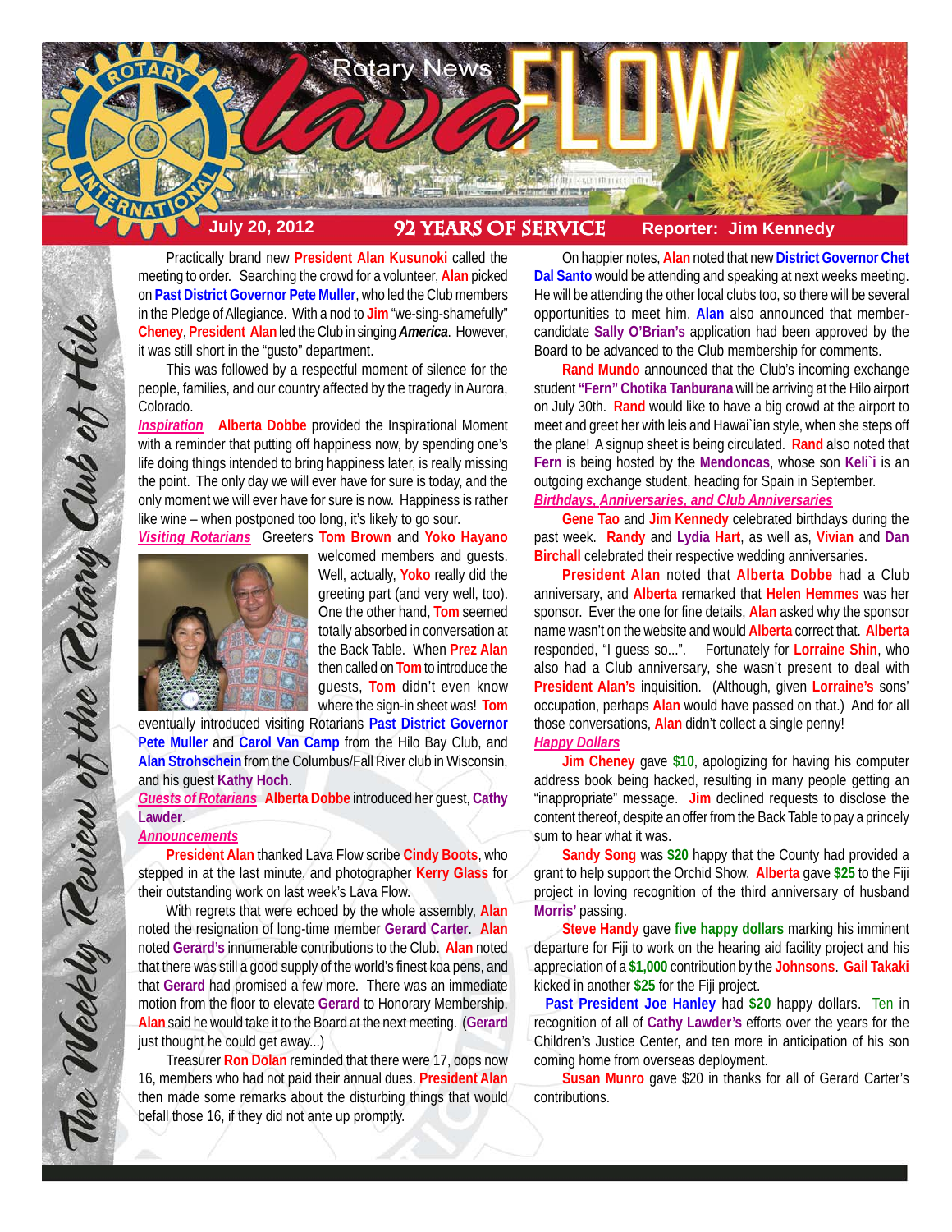# Rotary News Lava FLOW

The Weekly Review of the Rotary Club of Hilo

**July 20, 2012** | **92 YEARS OF SERVICE** | **Reporter: Jim Kennedy**

Practically brand new **President Alan Kusunoki** called the meeting to order. Searching the crowd for a volunteer, **Alan** picked on **Past District Governor Pete Muller**, who led the Club members in the Pledge of Allegiance. With a nod to **Jim** "we-sing-shamefully" **Cheney**, **President Alan** led the Club in singing ***America***. However, it was still short in the "gusto" department.

This was followed by a respectful moment of silence for the people, families, and our country affected by the tragedy in Aurora, Colorado.

***Inspiration*** **Alberta Dobbe** provided the Inspirational Moment with a reminder that putting off happiness now, by spending one's life doing things intended to bring happiness later, is really missing the point. The only day we will ever have for sure is today, and the only moment we will ever have for sure is now. Happiness is rather like wine – when postponed too long, it's likely to go sour.

***Visiting Rotarians*** Greeters **Tom Brown** and **Yoko Hayano** welcomed members and guests. Well, actually, **Yoko** really did the greeting part (and very well, too). One the other hand, **Tom** seemed totally absorbed in conversation at the Back Table. When **Prez Alan** then called on **Tom** to introduce the guests, **Tom** didn't even know where the sign-in sheet was! **Tom** eventually introduced visiting Rotarians **Past District Governor Pete Muller** and **Carol Van Camp** from the Hilo Bay Club, and **Alan Strohschein** from the Columbus/Fall River club in Wisconsin, and his guest **Kathy Hoch**.

***Guests of Rotarians*** **Alberta Dobbe** introduced her guest, **Cathy Lawder**.

***Announcements***

**President Alan** thanked Lava Flow scribe **Cindy Boots**, who stepped in at the last minute, and photographer **Kerry Glass** for their outstanding work on last week's Lava Flow.

With regrets that were echoed by the whole assembly, **Alan** noted the resignation of long-time member **Gerard Carter**. **Alan** noted **Gerard's** innumerable contributions to the Club. **Alan** noted that there was still a good supply of the world's finest koa pens, and that **Gerard** had promised a few more. There was an immediate motion from the floor to elevate **Gerard** to Honorary Membership. **Alan** said he would take it to the Board at the next meeting. (**Gerard** just thought he could get away...)

Treasurer **Ron Dolan** reminded that there were 17, oops now 16, members who had not paid their annual dues. **President Alan** then made some remarks about the disturbing things that would befall those 16, if they did not ante up promptly.

On happier notes, **Alan** noted that new **District Governor Chet Dal Santo** would be attending and speaking at next weeks meeting. He will be attending the other local clubs too, so there will be several opportunities to meet him. **Alan** also announced that member-candidate **Sally O'Brian's** application had been approved by the Board to be advanced to the Club membership for comments.

**Rand Mundo** announced that the Club's incoming exchange student **"Fern" Chotika Tanburana** will be arriving at the Hilo airport on July 30th. **Rand** would like to have a big crowd at the airport to meet and greet her with leis and Hawai`ian style, when she steps off the plane! A signup sheet is being circulated. **Rand** also noted that **Fern** is being hosted by the **Mendoncas**, whose son **Keli`i** is an outgoing exchange student, heading for Spain in September.

***Birthdays, Anniversaries, and Club Anniversaries***

**Gene Tao** and **Jim Kennedy** celebrated birthdays during the past week. **Randy** and **Lydia Hart**, as well as, **Vivian** and **Dan Birchall** celebrated their respective wedding anniversaries.

**President Alan** noted that **Alberta Dobbe** had a Club anniversary, and **Alberta** remarked that **Helen Hemmes** was her sponsor. Ever the one for fine details, **Alan** asked why the sponsor name wasn't on the website and would **Alberta** correct that. **Alberta** responded, "I guess so...". Fortunately for **Lorraine Shin**, who also had a Club anniversary, she wasn't present to deal with **President Alan's** inquisition. (Although, given **Lorraine's** sons' occupation, perhaps **Alan** would have passed on that.) And for all those conversations, **Alan** didn't collect a single penny!

***Happy Dollars***

**Jim Cheney** gave **$10**, apologizing for having his computer address book being hacked, resulting in many people getting an "inappropriate" message. **Jim** declined requests to disclose the content thereof, despite an offer from the Back Table to pay a princely sum to hear what it was.

**Sandy Song** was **$20** happy that the County had provided a grant to help support the Orchid Show. **Alberta** gave **$25** to the Fiji project in loving recognition of the third anniversary of husband **Morris'** passing.

**Steve Handy** gave **five happy dollars** marking his imminent departure for Fiji to work on the hearing aid facility project and his appreciation of a **$1,000** contribution by the **Johnsons**. **Gail Takaki** kicked in another **$25** for the Fiji project.

**Past President Joe Hanley** had **$20** happy dollars. Ten in recognition of all of **Cathy Lawder's** efforts over the years for the Children's Justice Center, and ten more in anticipation of his son coming home from overseas deployment.

**Susan Munro** gave $20 in thanks for all of Gerard Carter's contributions.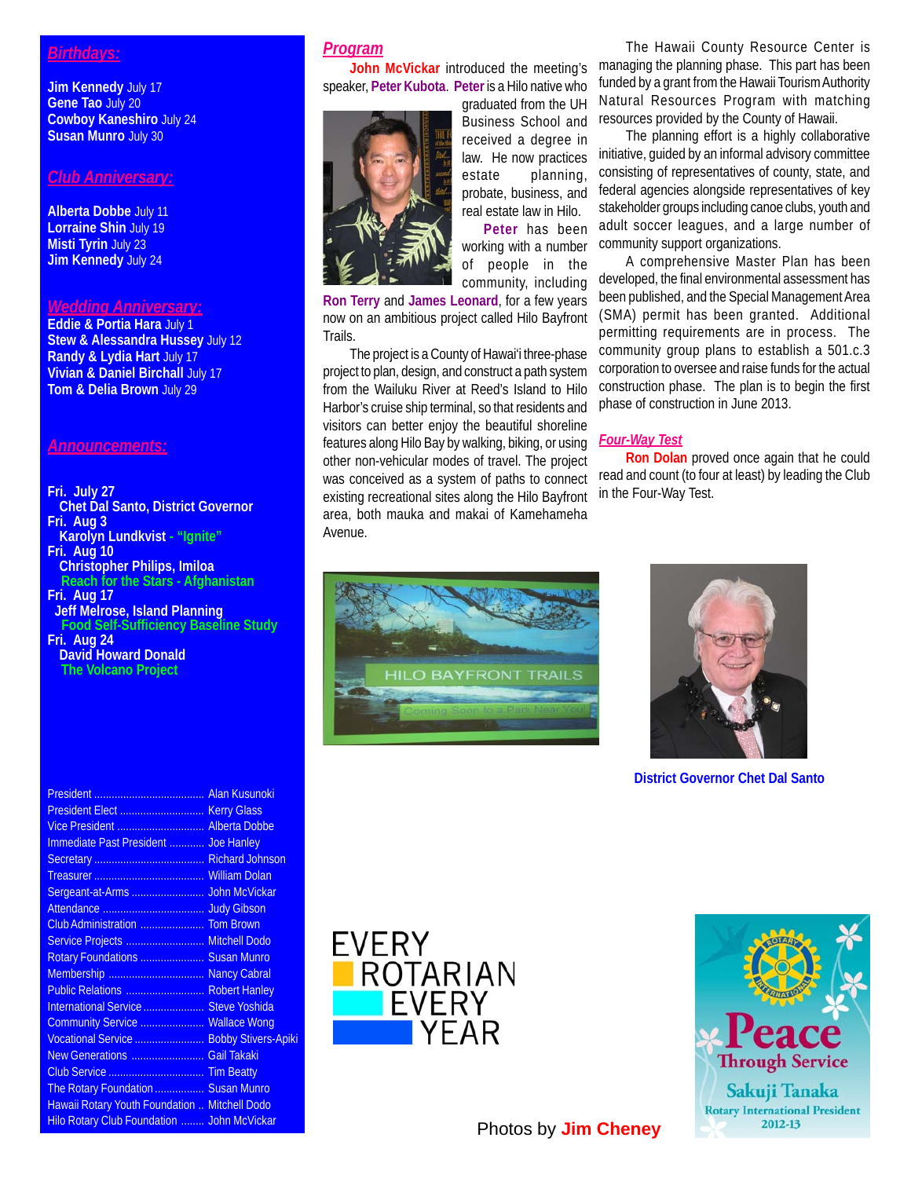## Birthdays:

**Jim Kennedy** July 17
**Gene Tao** July 20
**Cowboy Kaneshiro** July 24
**Susan Munro** July 30

## Club Anniversary:

**Alberta Dobbe** July 11
**Lorraine Shin** July 19
**Misti Tyrin** July 23
**Jim Kennedy** July 24

## Wedding Anniversary:

**Eddie & Portia Hara** July 1
**Stew & Alessandra Hussey** July 12
**Randy & Lydia Hart** July 17
**Vivian & Daniel Birchall** July 17
**Tom & Delia Brown** July 29

## Announcements:

**Fri. July 27**
**Chet Dal Santo, District Governor**
**Fri. Aug 3**
**Karolyn Lundkvist - "Ignite"**
**Fri. Aug 10**
**Christopher Philips, Imiloa**
**Reach for the Stars - Afghanistan**
**Fri. Aug 17**
**Jeff Melrose, Island Planning**
**Food Self-Sufficiency Baseline Study**
**Fri. Aug 24**
**David Howard Donald**
**The Volcano Project**

| | |
|---|---|
| President | Alan Kusunoki |
| President Elect | Kerry Glass |
| Vice President | Alberta Dobbe |
| Immediate Past President | Joe Hanley |
| Secretary | Richard Johnson |
| Treasurer | William Dolan |
| Sergeant-at-Arms | John McVickar |
| Attendance | Judy Gibson |
| Club Administration | Tom Brown |
| Service Projects | Mitchell Dodo |
| Rotary Foundations | Susan Munro |
| Membership | Nancy Cabral |
| Public Relations | Robert Hanley |
| International Service | Steve Yoshida |
| Community Service | Wallace Wong |
| Vocational Service | Bobby Stivers-Apiki |
| New Generations | Gail Takaki |
| Club Service | Tim Beatty |
| The Rotary Foundation | Susan Munro |
| Hawaii Rotary Youth Foundation | Mitchell Dodo |
| Hilo Rotary Club Foundation | John McVickar |

## Program

**John McVickar** introduced the meeting's speaker, **Peter Kubota**. **Peter** is a Hilo native who graduated from the UH Business School and received a degree in law. He now practices estate planning, probate, business, and real estate law in Hilo.

**Peter** has been working with a number of people in the community, including **Ron Terry** and **James Leonard**, for a few years now on an ambitious project called Hilo Bayfront Trails.

The project is a County of Hawai'i three-phase project to plan, design, and construct a path system from the Wailuku River at Reed's Island to Hilo Harbor's cruise ship terminal, so that residents and visitors can better enjoy the beautiful shoreline features along Hilo Bay by walking, biking, or using other non-vehicular modes of travel. The project was conceived as a system of paths to connect existing recreational sites along the Hilo Bayfront area, both mauka and makai of Kamehameha Avenue.

The Hawaii County Resource Center is managing the planning phase. This part has been funded by a grant from the Hawaii Tourism Authority Natural Resources Program with matching resources provided by the County of Hawaii.

The planning effort is a highly collaborative initiative, guided by an informal advisory committee consisting of representatives of county, state, and federal agencies alongside representatives of key stakeholder groups including canoe clubs, youth and adult soccer leagues, and a large number of community support organizations.

A comprehensive Master Plan has been developed, the final environmental assessment has been published, and the Special Management Area (SMA) permit has been granted. Additional permitting requirements are in process. The community group plans to establish a 501.c.3 corporation to oversee and raise funds for the actual construction phase. The plan is to begin the first phase of construction in June 2013.

## Four-Way Test

**Ron Dolan** proved once again that he could read and count (to four at least) by leading the Club in the Four-Way Test.

HILO BAYFRONT TRAILS
Coming Soon to a Park Near You!

**District Governor Chet Dal Santo**

EVERY ROTARIAN EVERY YEAR

Peace Through Service
Sakuji Tanaka
Rotary International President 2012-13

Photos by **Jim Cheney**